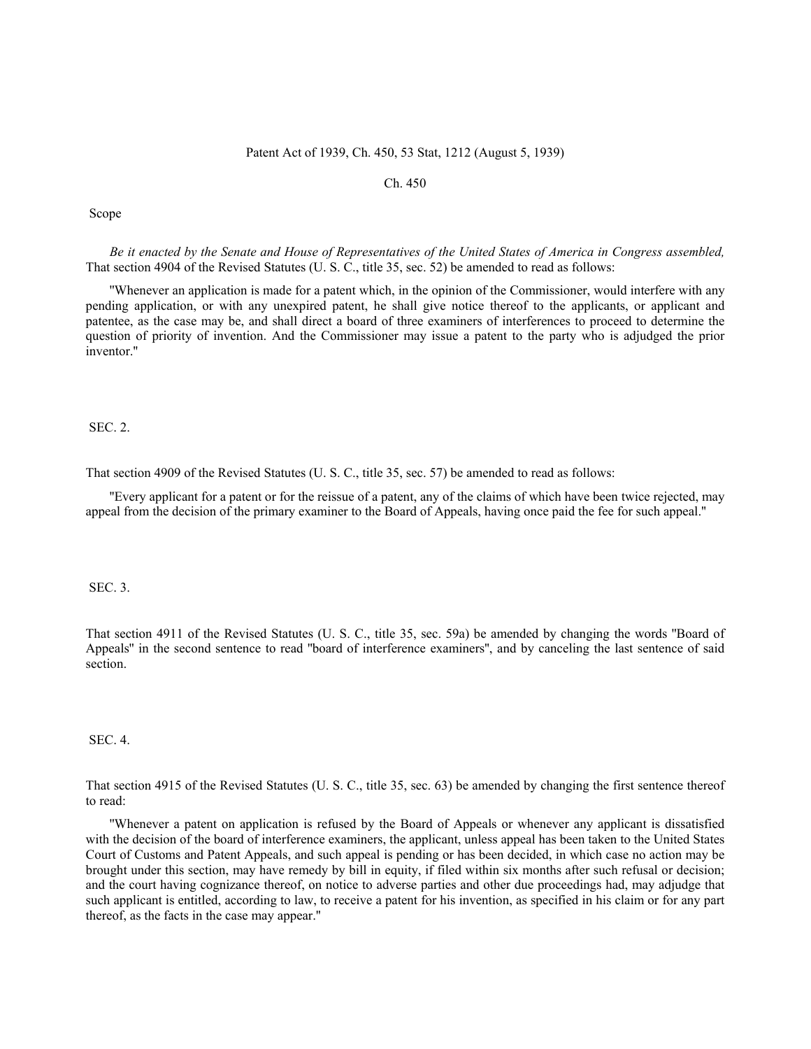Patent Act of 1939, Ch. 450, 53 Stat, 1212 (August 5, 1939)

Ch. 450

Scope

*Be it enacted by the Senate and House of Representatives of the United States of America in Congress assembled,* That section 4904 of the Revised Statutes (U. S. C., title 35, sec. 52) be amended to read as follows:

"Whenever an application is made for a patent which, in the opinion of the Commissioner, would interfere with any pending application, or with any unexpired patent, he shall give notice thereof to the applicants, or applicant and patentee, as the case may be, and shall direct a board of three examiners of interferences to proceed to determine the question of priority of invention. And the Commissioner may issue a patent to the party who is adjudged the prior inventor."

SEC. 2.

That section 4909 of the Revised Statutes (U. S. C., title 35, sec. 57) be amended to read as follows:

"Every applicant for a patent or for the reissue of a patent, any of the claims of which have been twice rejected, may appeal from the decision of the primary examiner to the Board of Appeals, having once paid the fee for such appeal."

SEC. 3.

That section 4911 of the Revised Statutes (U. S. C., title 35, sec. 59a) be amended by changing the words "Board of Appeals" in the second sentence to read "board of interference examiners", and by canceling the last sentence of said section.

SEC. 4.

That section 4915 of the Revised Statutes (U. S. C., title 35, sec. 63) be amended by changing the first sentence thereof to read:

"Whenever a patent on application is refused by the Board of Appeals or whenever any applicant is dissatisfied with the decision of the board of interference examiners, the applicant, unless appeal has been taken to the United States Court of Customs and Patent Appeals, and such appeal is pending or has been decided, in which case no action may be brought under this section, may have remedy by bill in equity, if filed within six months after such refusal or decision; and the court having cognizance thereof, on notice to adverse parties and other due proceedings had, may adjudge that such applicant is entitled, according to law, to receive a patent for his invention, as specified in his claim or for any part thereof, as the facts in the case may appear."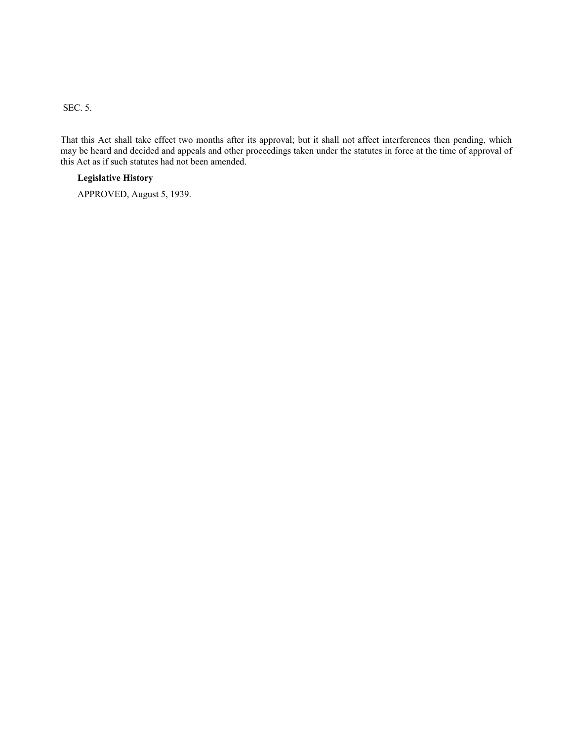SEC. 5.

That this Act shall take effect two months after its approval; but it shall not affect interferences then pending, which may be heard and decided and appeals and other proceedings taken under the statutes in force at the time of approval of this Act as if such statutes had not been amended.

**Legislative History**

APPROVED, August 5, 1939.